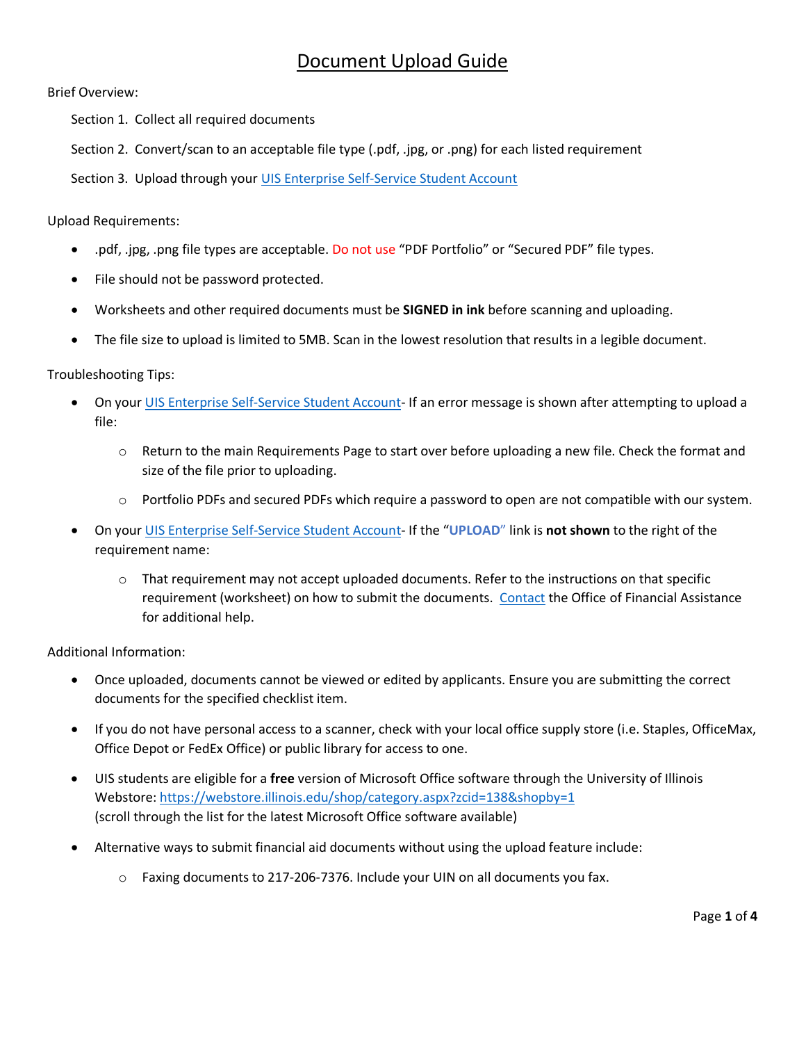# Document Upload Guide

Brief Overview:

Section 1. Collect all required documents

Section 2. Convert/scan to an acceptable file type (.pdf, .jpg, or .png) for each listed requirement

Section 3. Upload through your UIS Enterprise Self-Service Student Account

Upload Requirements:

- .pdf, .jpg, .png file types are acceptable. Do not use "PDF Portfolio" or "Secured PDF" file types.
- File should not be password protected.
- Worksheets and other required documents must be **SIGNED in ink** before scanning and uploading.
- The file size to upload is limited to 5MB. Scan in the lowest resolution that results in a legible document.

Troubleshooting Tips:

- On your UIS Enterprise Self-Service Student Account- If an error message is shown after attempting to upload a file:
  - Return to the main Requirements Page to start over before uploading a new file. Check the format and size of the file prior to uploading.
  - Portfolio PDFs and secured PDFs which require a password to open are not compatible with our system.
- On your UIS Enterprise Self-Service Student Account- If the "**UPLOAD**" link is **not shown** to the right of the requirement name:
  - That requirement may not accept uploaded documents. Refer to the instructions on that specific requirement (worksheet) on how to submit the documents. Contact the Office of Financial Assistance for additional help.

Additional Information:

- Once uploaded, documents cannot be viewed or edited by applicants. Ensure you are submitting the correct documents for the specified checklist item.
- If you do not have personal access to a scanner, check with your local office supply store (i.e. Staples, OfficeMax, Office Depot or FedEx Office) or public library for access to one.
- UIS students are eligible for a **free** version of Microsoft Office software through the University of Illinois Webstore: https://webstore.illinois.edu/shop/category.aspx?zcid=138&shopby=1 (scroll through the list for the latest Microsoft Office software available)
- Alternative ways to submit financial aid documents without using the upload feature include:
  - Faxing documents to 217-206-7376. Include your UIN on all documents you fax.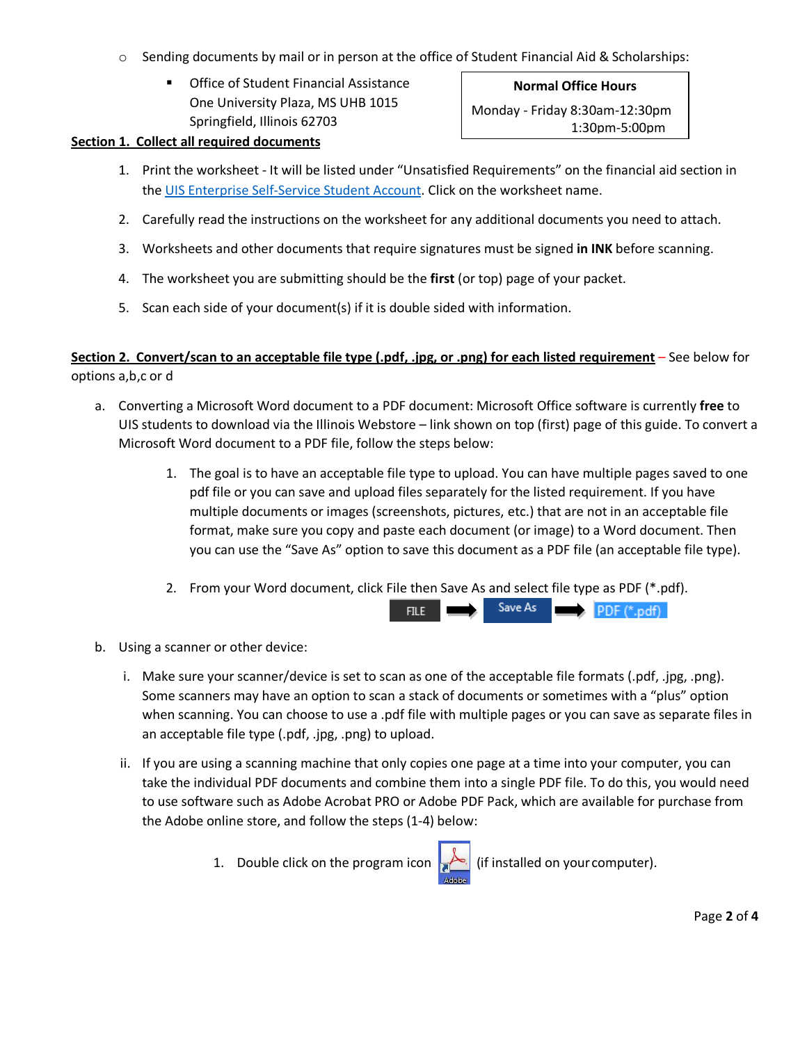- Sending documents by mail or in person at the office of Student Financial Aid & Scholarships:
  - Office of Student Financial Assistance
    One University Plaza, MS UHB 1015
    Springfield, Illinois 62703

| Normal Office Hours |
| --- |
| Monday - Friday 8:30am-12:30pm<br>1:30pm-5:00pm |

**Section 1. Collect all required documents**

1. Print the worksheet - It will be listed under "Unsatisfied Requirements" on the financial aid section in the [UIS Enterprise Self-Service Student Account](). Click on the worksheet name.
2. Carefully read the instructions on the worksheet for any additional documents you need to attach.
3. Worksheets and other documents that require signatures must be signed **in INK** before scanning.
4. The worksheet you are submitting should be the **first** (or top) page of your packet.
5. Scan each side of your document(s) if it is double sided with information.

**Section 2. Convert/scan to an acceptable file type (.pdf, .jpg, or .png) for each listed requirement** – See below for options a,b,c or d

a. Converting a Microsoft Word document to a PDF document: Microsoft Office software is currently **free** to UIS students to download via the Illinois Webstore – link shown on top (first) page of this guide. To convert a Microsoft Word document to a PDF file, follow the steps below:

   1. The goal is to have an acceptable file type to upload. You can have multiple pages saved to one pdf file or you can save and upload files separately for the listed requirement. If you have multiple documents or images (screenshots, pictures, etc.) that are not in an acceptable file format, make sure you copy and paste each document (or image) to a Word document. Then you can use the "Save As" option to save this document as a PDF file (an acceptable file type).

   2. From your Word document, click File then Save As and select file type as PDF (*.pdf).

      FILE → Save As → PDF (*.pdf)

b. Using a scanner or other device:

   i. Make sure your scanner/device is set to scan as one of the acceptable file formats (.pdf, .jpg, .png). Some scanners may have an option to scan a stack of documents or sometimes with a "plus" option when scanning. You can choose to use a .pdf file with multiple pages or you can save as separate files in an acceptable file type (.pdf, .jpg, .png) to upload.

   ii. If you are using a scanning machine that only copies one page at a time into your computer, you can take the individual PDF documents and combine them into a single PDF file. To do this, you would need to use software such as Adobe Acrobat PRO or Adobe PDF Pack, which are available for purchase from the Adobe online store, and follow the steps (1-4) below:

      1. Double click on the program icon (if installed on your computer).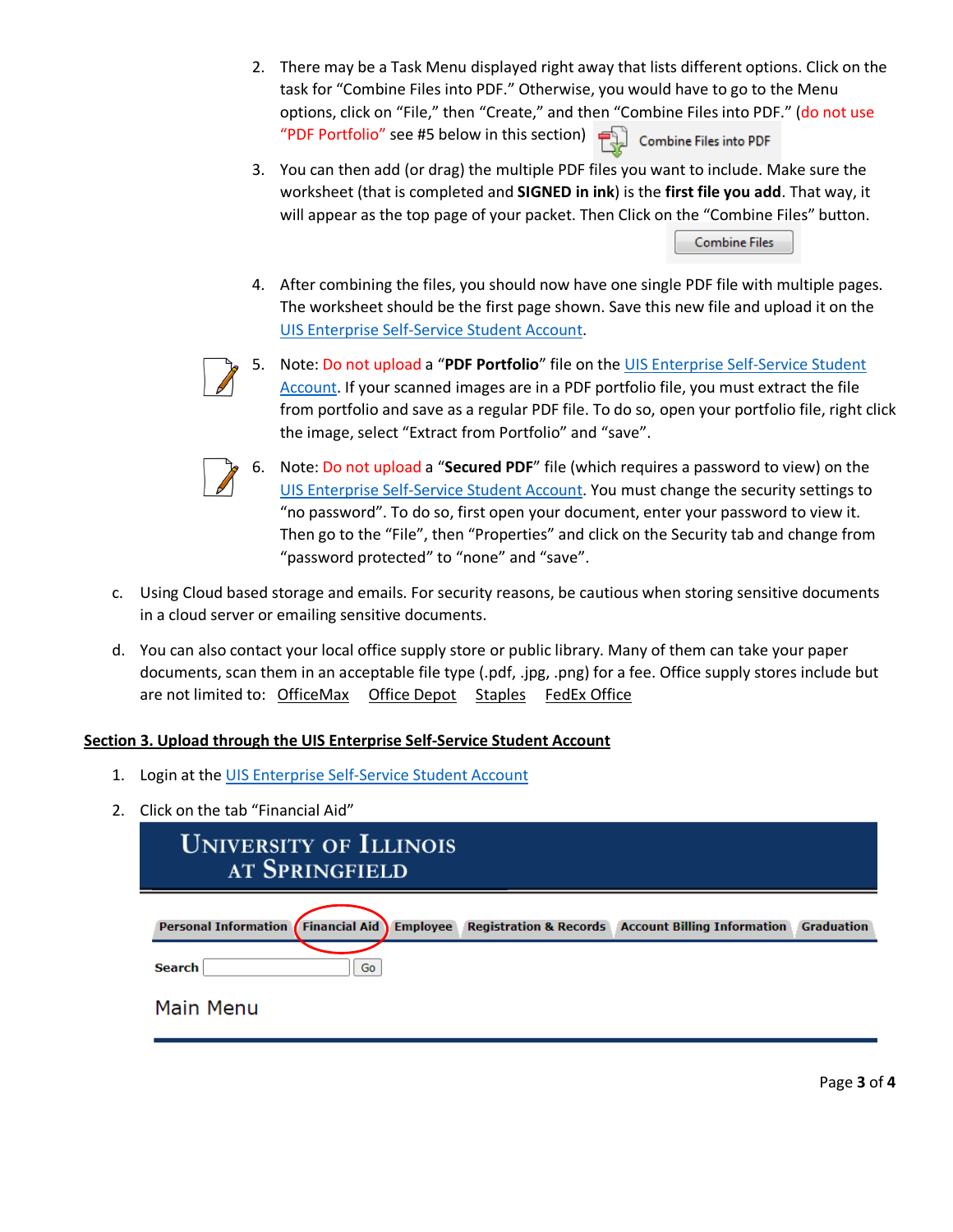2. There may be a Task Menu displayed right away that lists different options. Click on the task for “Combine Files into PDF.” Otherwise, you would have to go to the Menu options, click on “File,” then “Create,” and then “Combine Files into PDF.” (do not use “PDF Portfolio” see #5 below in this section) Combine Files into PDF

3. You can then add (or drag) the multiple PDF files you want to include. Make sure the worksheet (that is completed and **SIGNED in ink**) is the **first file you add**. That way, it will appear as the top page of your packet. Then Click on the “Combine Files” button.

   Combine Files

4. After combining the files, you should now have one single PDF file with multiple pages. The worksheet should be the first page shown. Save this new file and upload it on the UIS Enterprise Self-Service Student Account.

5. Note: Do not upload a “**PDF Portfolio**” file on the UIS Enterprise Self-Service Student Account. If your scanned images are in a PDF portfolio file, you must extract the file from portfolio and save as a regular PDF file. To do so, open your portfolio file, right click the image, select “Extract from Portfolio” and “save”.

6. Note: Do not upload a “**Secured PDF**” file (which requires a password to view) on the UIS Enterprise Self-Service Student Account. You must change the security settings to “no password”. To do so, first open your document, enter your password to view it. Then go to the “File”, then “Properties” and click on the Security tab and change from “password protected” to “none” and “save”.

c. Using Cloud based storage and emails. For security reasons, be cautious when storing sensitive documents in a cloud server or emailing sensitive documents.

d. You can also contact your local office supply store or public library. Many of them can take your paper documents, scan them in an acceptable file type (.pdf, .jpg, .png) for a fee. Office supply stores include but are not limited to: OfficeMax Office Depot Staples FedEx Office

## Section 3. Upload through the UIS Enterprise Self-Service Student Account

1. Login at the UIS Enterprise Self-Service Student Account

2. Click on the tab “Financial Aid”

   UNIVERSITY OF ILLINOIS AT SPRINGFIELD

   Personal Information | Financial Aid | Employee | Registration & Records | Account Billing Information | Graduation

   Search [ ] Go

   Main Menu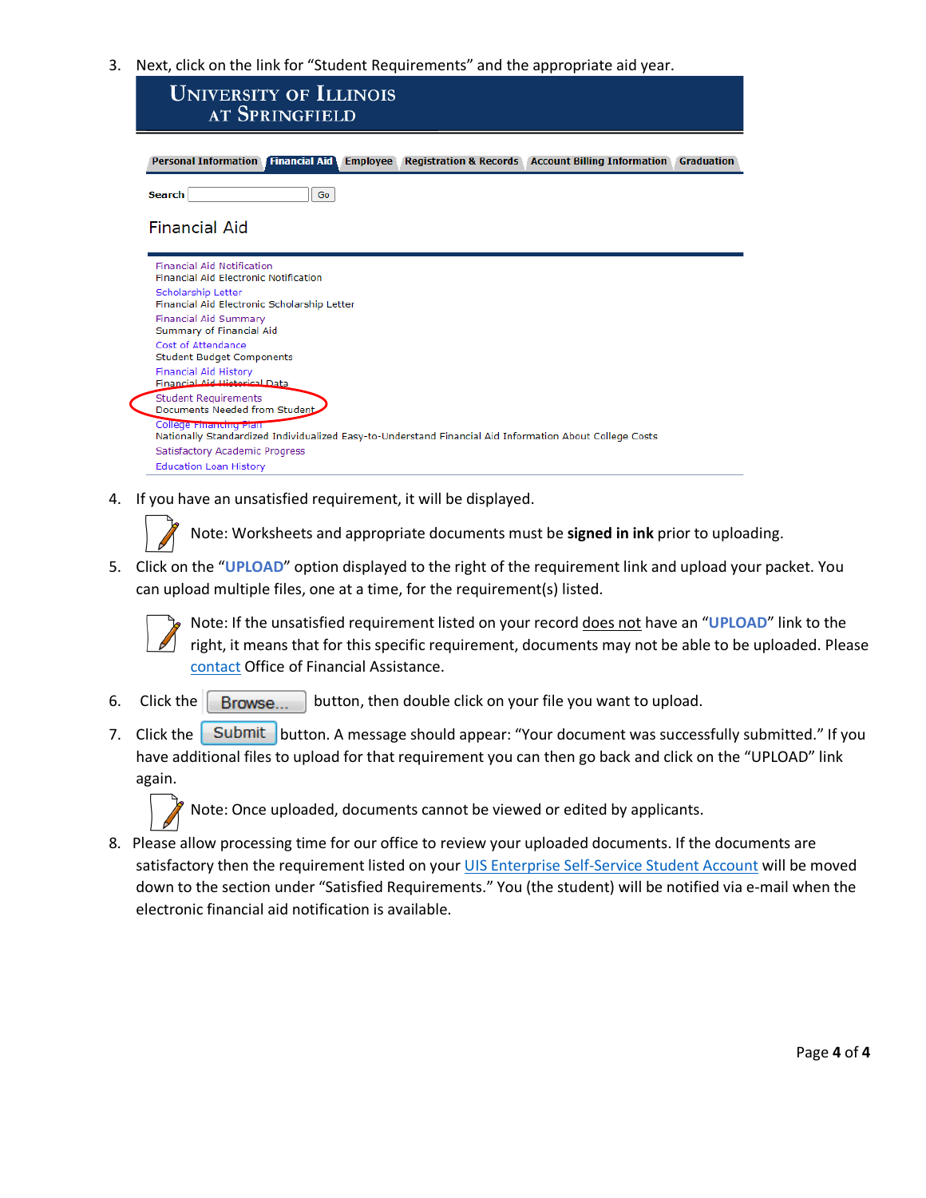3. Next, click on the link for "Student Requirements" and the appropriate aid year.

UNIVERSITY OF ILLINOIS AT SPRINGFIELD

Personal Information | Financial Aid | Employee | Registration & Records | Account Billing Information | Graduation

Search [ ] Go

Financial Aid

Financial Aid Notification
Financial Aid Electronic Notification
Scholarship Letter
Financial Aid Electronic Scholarship Letter
Financial Aid Summary
Summary of Financial Aid
Cost of Attendance
Student Budget Components
Financial Aid History
Financial Aid Historical Data
Student Requirements
Documents Needed from Student
College Financing Plan
Nationally Standardized Individualized Easy-to-Understand Financial Aid Information About College Costs
Satisfactory Academic Progress
Education Loan History

4. If you have an unsatisfied requirement, it will be displayed.

   Note: Worksheets and appropriate documents must be **signed in ink** prior to uploading.

5. Click on the "**UPLOAD**" option displayed to the right of the requirement link and upload your packet. You can upload multiple files, one at a time, for the requirement(s) listed.

   Note: If the unsatisfied requirement listed on your record does not have an "**UPLOAD**" link to the right, it means that for this specific requirement, documents may not be able to be uploaded. Please contact Office of Financial Assistance.

6. Click the **Browse...** button, then double click on your file you want to upload.

7. Click the **Submit** button. A message should appear: "Your document was successfully submitted." If you have additional files to upload for that requirement you can then go back and click on the "UPLOAD" link again.

   Note: Once uploaded, documents cannot be viewed or edited by applicants.

8. Please allow processing time for our office to review your uploaded documents. If the documents are satisfactory then the requirement listed on your UIS Enterprise Self-Service Student Account will be moved down to the section under "Satisfied Requirements." You (the student) will be notified via e-mail when the electronic financial aid notification is available.